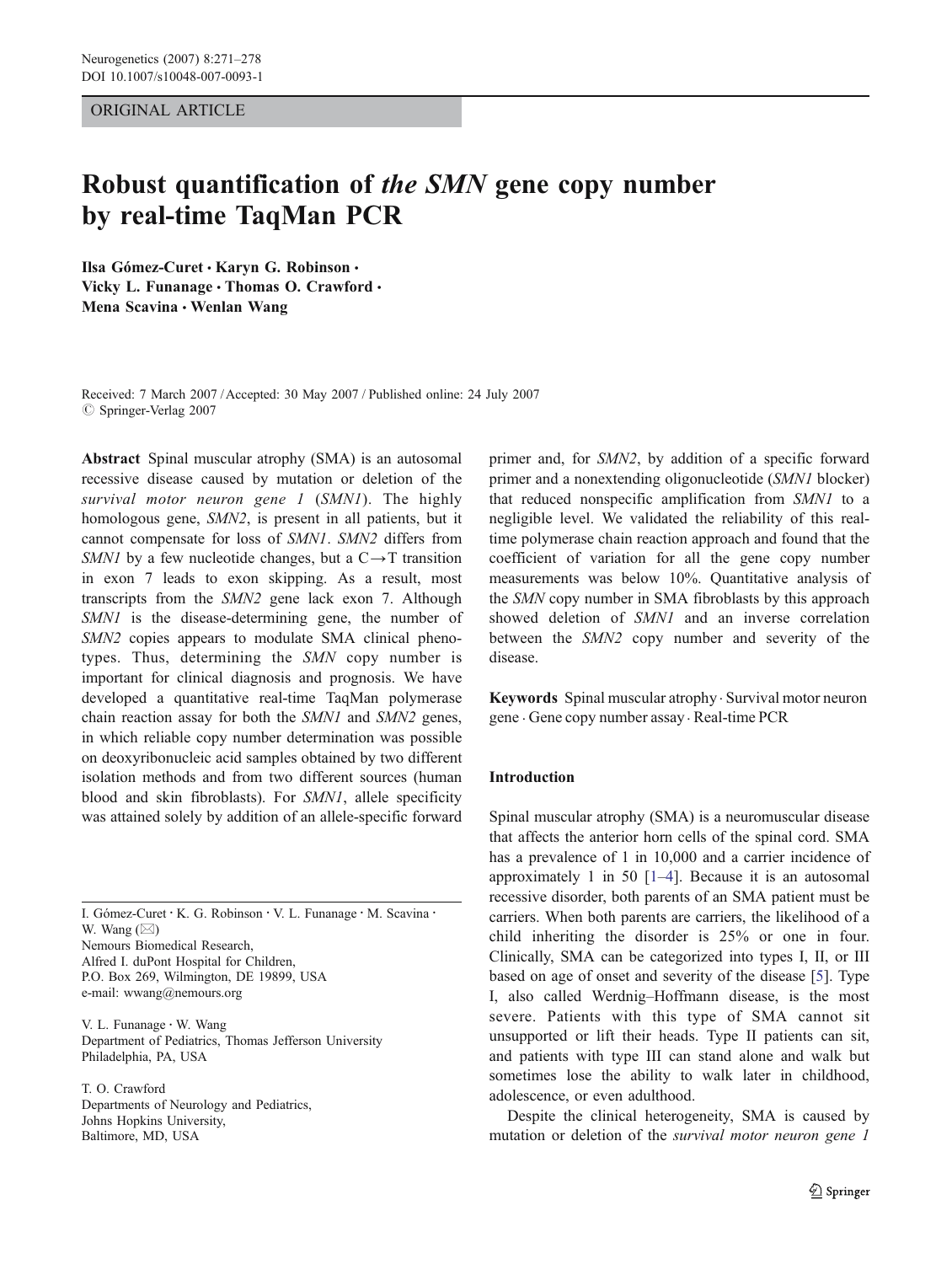ORIGINAL ARTICLE

# Robust quantification of *the SMN* gene copy number by real-time TaqMan PCR

**Ilsa Gómez-Curet · Karyn G. Robinson · Vicky L. Funanage · Thomas O. Crawford · Mena Scavina · Wenlan Wang**

Received: 7 March 2007 / Accepted: 30 May 2007 / Published online: 24 July 2007
© Springer-Verlag 2007

**Abstract** Spinal muscular atrophy (SMA) is an autosomal recessive disease caused by mutation or deletion of the *survival motor neuron gene 1* (*SMN1*). The highly homologous gene, *SMN2*, is present in all patients, but it cannot compensate for loss of *SMN1*. *SMN2* differs from *SMN1* by a few nucleotide changes, but a C→T transition in exon 7 leads to exon skipping. As a result, most transcripts from the *SMN2* gene lack exon 7. Although *SMN1* is the disease-determining gene, the number of *SMN2* copies appears to modulate SMA clinical phenotypes. Thus, determining the *SMN* copy number is important for clinical diagnosis and prognosis. We have developed a quantitative real-time TaqMan polymerase chain reaction assay for both the *SMN1* and *SMN2* genes, in which reliable copy number determination was possible on deoxyribonucleic acid samples obtained by two different isolation methods and from two different sources (human blood and skin fibroblasts). For *SMN1*, allele specificity was attained solely by addition of an allele-specific forward primer and, for *SMN2*, by addition of a specific forward primer and a nonextending oligonucleotide (*SMN1* blocker) that reduced nonspecific amplification from *SMN1* to a negligible level. We validated the reliability of this real-time polymerase chain reaction approach and found that the coefficient of variation for all the gene copy number measurements was below 10%. Quantitative analysis of the *SMN* copy number in SMA fibroblasts by this approach showed deletion of *SMN1* and an inverse correlation between the *SMN2* copy number and severity of the disease.

**Keywords** Spinal muscular atrophy · Survival motor neuron gene · Gene copy number assay · Real-time PCR

I. Gómez-Curet · K. G. Robinson · V. L. Funanage · M. Scavina · W. Wang (✉)
Nemours Biomedical Research,
Alfred I. duPont Hospital for Children,
P.O. Box 269, Wilmington, DE 19899, USA
e-mail: wwang@nemours.org

V. L. Funanage · W. Wang
Department of Pediatrics, Thomas Jefferson University
Philadelphia, PA, USA

T. O. Crawford
Departments of Neurology and Pediatrics,
Johns Hopkins University,
Baltimore, MD, USA

## Introduction

Spinal muscular atrophy (SMA) is a neuromuscular disease that affects the anterior horn cells of the spinal cord. SMA has a prevalence of 1 in 10,000 and a carrier incidence of approximately 1 in 50 [1–4]. Because it is an autosomal recessive disorder, both parents of an SMA patient must be carriers. When both parents are carriers, the likelihood of a child inheriting the disorder is 25% or one in four. Clinically, SMA can be categorized into types I, II, or III based on age of onset and severity of the disease [5]. Type I, also called Werdnig–Hoffmann disease, is the most severe. Patients with this type of SMA cannot sit unsupported or lift their heads. Type II patients can sit, and patients with type III can stand alone and walk but sometimes lose the ability to walk later in childhood, adolescence, or even adulthood.

Despite the clinical heterogeneity, SMA is caused by mutation or deletion of the *survival motor neuron gene 1*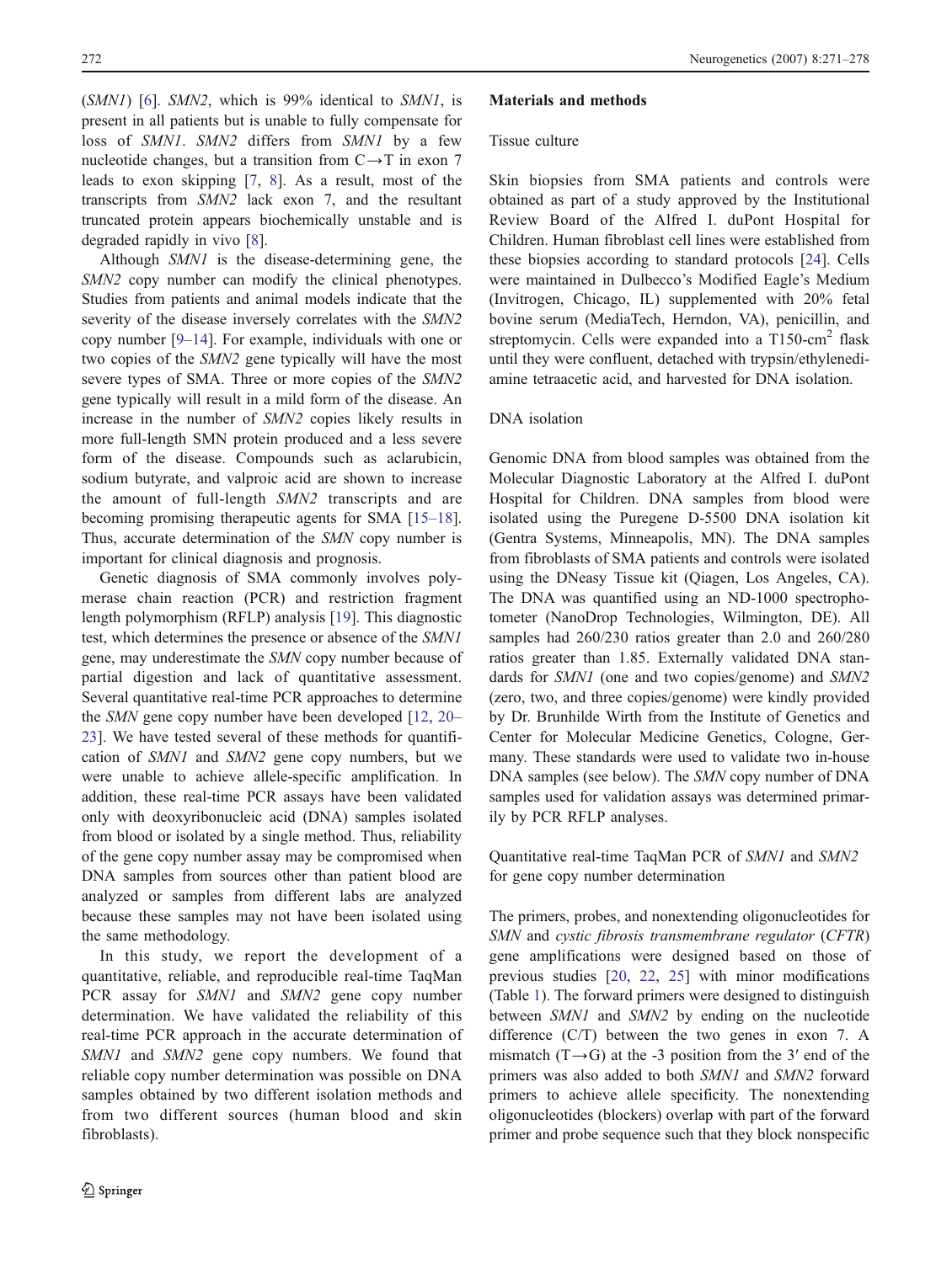(*SMN1*) [6]. *SMN2*, which is 99% identical to *SMN1*, is present in all patients but is unable to fully compensate for loss of *SMN1*. *SMN2* differs from *SMN1* by a few nucleotide changes, but a transition from C→T in exon 7 leads to exon skipping [7, 8]. As a result, most of the transcripts from *SMN2* lack exon 7, and the resultant truncated protein appears biochemically unstable and is degraded rapidly in vivo [8].

Although *SMN1* is the disease-determining gene, the *SMN2* copy number can modify the clinical phenotypes. Studies from patients and animal models indicate that the severity of the disease inversely correlates with the *SMN2* copy number [9–14]. For example, individuals with one or two copies of the *SMN2* gene typically will have the most severe types of SMA. Three or more copies of the *SMN2* gene typically will result in a mild form of the disease. An increase in the number of *SMN2* copies likely results in more full-length SMN protein produced and a less severe form of the disease. Compounds such as aclarubicin, sodium butyrate, and valproic acid are shown to increase the amount of full-length *SMN2* transcripts and are becoming promising therapeutic agents for SMA [15–18]. Thus, accurate determination of the *SMN* copy number is important for clinical diagnosis and prognosis.

Genetic diagnosis of SMA commonly involves polymerase chain reaction (PCR) and restriction fragment length polymorphism (RFLP) analysis [19]. This diagnostic test, which determines the presence or absence of the *SMN1* gene, may underestimate the *SMN* copy number because of partial digestion and lack of quantitative assessment. Several quantitative real-time PCR approaches to determine the *SMN* gene copy number have been developed [12, 20–23]. We have tested several of these methods for quantification of *SMN1* and *SMN2* gene copy numbers, but we were unable to achieve allele-specific amplification. In addition, these real-time PCR assays have been validated only with deoxyribonucleic acid (DNA) samples isolated from blood or isolated by a single method. Thus, reliability of the gene copy number assay may be compromised when DNA samples from sources other than patient blood are analyzed or samples from different labs are analyzed because these samples may not have been isolated using the same methodology.

In this study, we report the development of a quantitative, reliable, and reproducible real-time TaqMan PCR assay for *SMN1* and *SMN2* gene copy number determination. We have validated the reliability of this real-time PCR approach in the accurate determination of *SMN1* and *SMN2* gene copy numbers. We found that reliable copy number determination was possible on DNA samples obtained by two different isolation methods and from two different sources (human blood and skin fibroblasts).

## Materials and methods

### Tissue culture

Skin biopsies from SMA patients and controls were obtained as part of a study approved by the Institutional Review Board of the Alfred I. duPont Hospital for Children. Human fibroblast cell lines were established from these biopsies according to standard protocols [24]. Cells were maintained in Dulbecco's Modified Eagle's Medium (Invitrogen, Chicago, IL) supplemented with 20% fetal bovine serum (MediaTech, Herndon, VA), penicillin, and streptomycin. Cells were expanded into a T150-cm$^2$ flask until they were confluent, detached with trypsin/ethylenediamine tetraacetic acid, and harvested for DNA isolation.

### DNA isolation

Genomic DNA from blood samples was obtained from the Molecular Diagnostic Laboratory at the Alfred I. duPont Hospital for Children. DNA samples from blood were isolated using the Puregene D-5500 DNA isolation kit (Gentra Systems, Minneapolis, MN). The DNA samples from fibroblasts of SMA patients and controls were isolated using the DNeasy Tissue kit (Qiagen, Los Angeles, CA). The DNA was quantified using an ND-1000 spectrophotometer (NanoDrop Technologies, Wilmington, DE). All samples had 260/230 ratios greater than 2.0 and 260/280 ratios greater than 1.85. Externally validated DNA standards for *SMN1* (one and two copies/genome) and *SMN2* (zero, two, and three copies/genome) were kindly provided by Dr. Brunhilde Wirth from the Institute of Genetics and Center for Molecular Medicine Genetics, Cologne, Germany. These standards were used to validate two in-house DNA samples (see below). The *SMN* copy number of DNA samples used for validation assays was determined primarily by PCR RFLP analyses.

### Quantitative real-time TaqMan PCR of *SMN1* and *SMN2* for gene copy number determination

The primers, probes, and nonextending oligonucleotides for *SMN* and *cystic fibrosis transmembrane regulator* (*CFTR*) gene amplifications were designed based on those of previous studies [20, 22, 25] with minor modifications (Table 1). The forward primers were designed to distinguish between *SMN1* and *SMN2* by ending on the nucleotide difference (C/T) between the two genes in exon 7. A mismatch (T→G) at the -3 position from the 3′ end of the primers was also added to both *SMN1* and *SMN2* forward primers to achieve allele specificity. The nonextending oligonucleotides (blockers) overlap with part of the forward primer and probe sequence such that they block nonspecific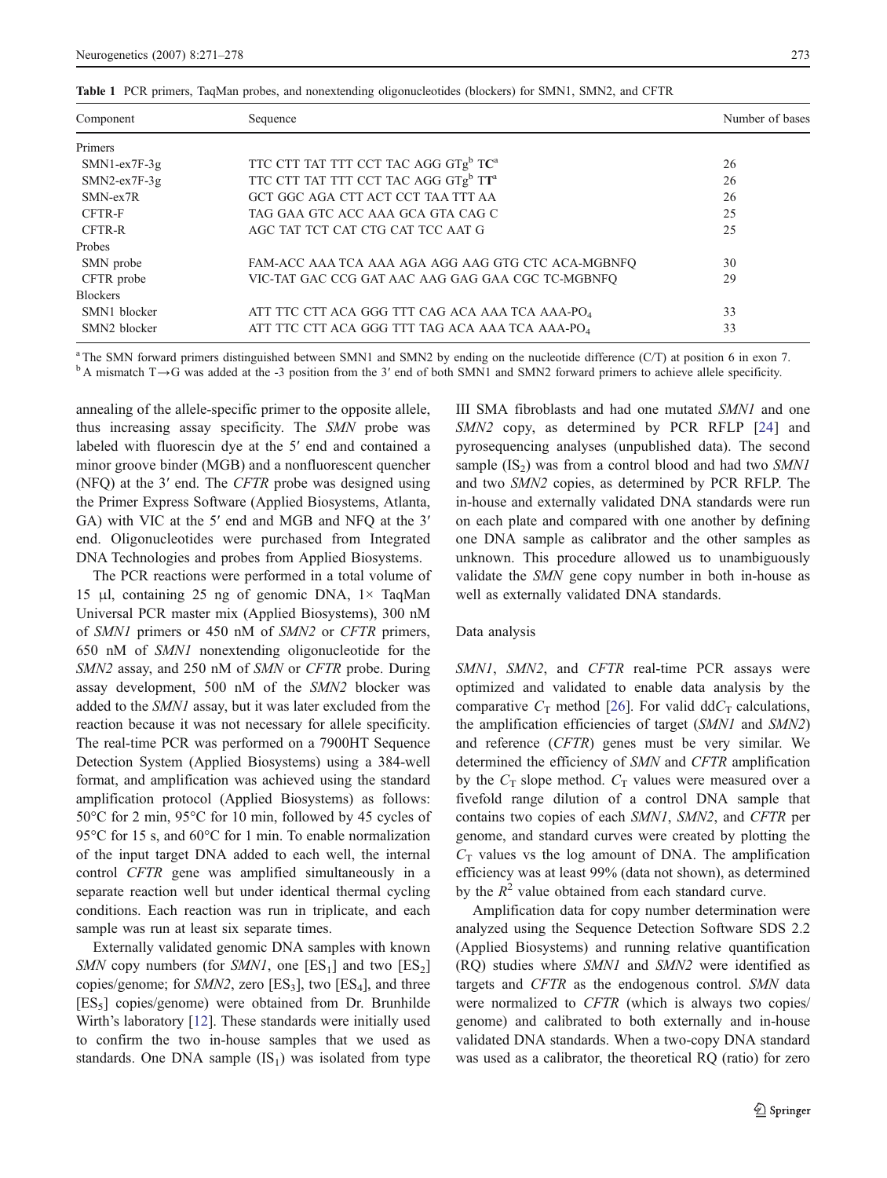**Table 1** PCR primers, TaqMan probes, and nonextending oligonucleotides (blockers) for SMN1, SMN2, and CFTR

| Component | Sequence | Number of bases |
|---|---|---|
| Primers | | |
| SMN1-ex7F-3g | TTC CTT TAT TTT CCT TAC AGG GTg[b] T**C**[a] | 26 |
| SMN2-ex7F-3g | TTC CTT TAT TTT CCT TAC AGG GTg[b] T**T**[a] | 26 |
| SMN-ex7R | GCT GGC AGA CTT ACT CCT TAA TTT AA | 26 |
| CFTR-F | TAG GAA GTC ACC AAA GCA GTA CAG C | 25 |
| CFTR-R | AGC TAT TCT CAT CTG CAT TCC AAT G | 25 |
| Probes | | |
| SMN probe | FAM-ACC AAA TCA AAA AGA AGG AAG GTG CTC ACA-MGBNFQ | 30 |
| CFTR probe | VIC-TAT GAC CCG GAT AAC AAG GAG GAA CGC TC-MGBNFQ | 29 |
| Blockers | | |
| SMN1 blocker | ATT TTC CTT ACA GGG TTT CAG ACA AAA TCA AAA-$PO_4$ | 33 |
| SMN2 blocker | ATT TTC CTT ACA GGG TTT TAG ACA AAA TCA AAA-$PO_4$ | 33 |

[a] The SMN forward primers distinguished between SMN1 and SMN2 by ending on the nucleotide difference (C/T) at position 6 in exon 7.
[b] A mismatch T→G was added at the -3 position from the 3′ end of both SMN1 and SMN2 forward primers to achieve allele specificity.

annealing of the allele-specific primer to the opposite allele, thus increasing assay specificity. The *SMN* probe was labeled with fluorescin dye at the 5′ end and contained a minor groove binder (MGB) and a nonfluorescent quencher (NFQ) at the 3′ end. The *CFTR* probe was designed using the Primer Express Software (Applied Biosystems, Atlanta, GA) with VIC at the 5′ end and MGB and NFQ at the 3′ end. Oligonucleotides were purchased from Integrated DNA Technologies and probes from Applied Biosystems.

The PCR reactions were performed in a total volume of 15 µl, containing 25 ng of genomic DNA, 1× TaqMan Universal PCR master mix (Applied Biosystems), 300 nM of *SMN1* primers or 450 nM of *SMN2* or *CFTR* primers, 650 nM of *SMN1* nonextending oligonucleotide for the *SMN2* assay, and 250 nM of *SMN* or *CFTR* probe. During assay development, 500 nM of the *SMN2* blocker was added to the *SMN1* assay, but it was later excluded from the reaction because it was not necessary for allele specificity. The real-time PCR was performed on a 7900HT Sequence Detection System (Applied Biosystems) using a 384-well format, and amplification was achieved using the standard amplification protocol (Applied Biosystems) as follows: 50°C for 2 min, 95°C for 10 min, followed by 45 cycles of 95°C for 15 s, and 60°C for 1 min. To enable normalization of the input target DNA added to each well, the internal control *CFTR* gene was amplified simultaneously in a separate reaction well but under identical thermal cycling conditions. Each reaction was run in triplicate, and each sample was run at least six separate times.

Externally validated genomic DNA samples with known *SMN* copy numbers (for *SMN1*, one [$ES_1$] and two [$ES_2$] copies/genome; for *SMN2*, zero [$ES_3$], two [$ES_4$], and three [$ES_5$] copies/genome) were obtained from Dr. Brunhilde Wirth's laboratory [12]. These standards were initially used to confirm the two in-house samples that we used as standards. One DNA sample ($IS_1$) was isolated from type III SMA fibroblasts and had one mutated *SMN1* and one *SMN2* copy, as determined by PCR RFLP [24] and pyrosequencing analyses (unpublished data). The second sample ($IS_2$) was from a control blood and had two *SMN1* and two *SMN2* copies, as determined by PCR RFLP. The in-house and externally validated DNA standards were run on each plate and compared with one another by defining one DNA sample as calibrator and the other samples as unknown. This procedure allowed us to unambiguously validate the *SMN* gene copy number in both in-house as well as externally validated DNA standards.

### Data analysis

*SMN1*, *SMN2*, and *CFTR* real-time PCR assays were optimized and validated to enable data analysis by the comparative $C_T$ method [26]. For valid dd$C_T$ calculations, the amplification efficiencies of target (*SMN1* and *SMN2*) and reference (*CFTR*) genes must be very similar. We determined the efficiency of *SMN* and *CFTR* amplification by the $C_T$ slope method. $C_T$ values were measured over a fivefold range dilution of a control DNA sample that contains two copies of each *SMN1*, *SMN2*, and *CFTR* per genome, and standard curves were created by plotting the $C_T$ values vs the log amount of DNA. The amplification efficiency was at least 99% (data not shown), as determined by the $R^2$ value obtained from each standard curve.

Amplification data for copy number determination were analyzed using the Sequence Detection Software SDS 2.2 (Applied Biosystems) and running relative quantification (RQ) studies where *SMN1* and *SMN2* were identified as targets and *CFTR* as the endogenous control. *SMN* data were normalized to *CFTR* (which is always two copies/genome) and calibrated to both externally and in-house validated DNA standards. When a two-copy DNA standard was used as a calibrator, the theoretical RQ (ratio) for zero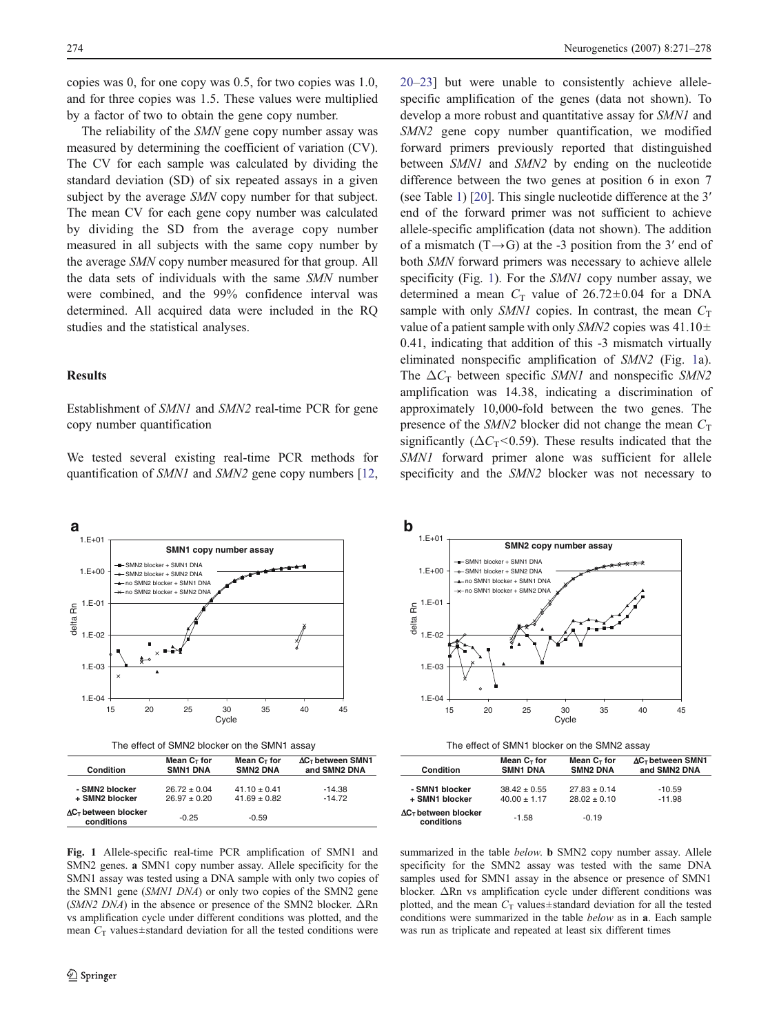copies was 0, for one copy was 0.5, for two copies was 1.0, and for three copies was 1.5. These values were multiplied by a factor of two to obtain the gene copy number.

The reliability of the *SMN* gene copy number assay was measured by determining the coefficient of variation (CV). The CV for each sample was calculated by dividing the standard deviation (SD) of six repeated assays in a given subject by the average *SMN* copy number for that subject. The mean CV for each gene copy number was calculated by dividing the SD from the average copy number measured in all subjects with the same copy number by the average *SMN* copy number measured for that group. All the data sets of individuals with the same *SMN* number were combined, and the 99% confidence interval was determined. All acquired data were included in the RQ studies and the statistical analyses.

## Results

### Establishment of *SMN1* and *SMN2* real-time PCR for gene copy number quantification

We tested several existing real-time PCR methods for quantification of *SMN1* and *SMN2* gene copy numbers [12, 20–23] but were unable to consistently achieve allele-specific amplification of the genes (data not shown). To develop a more robust and quantitative assay for *SMN1* and *SMN2* gene copy number quantification, we modified forward primers previously reported that distinguished between *SMN1* and *SMN2* by ending on the nucleotide difference between the two genes at position 6 in exon 7 (see Table 1) [20]. This single nucleotide difference at the 3′ end of the forward primer was not sufficient to achieve allele-specific amplification (data not shown). The addition of a mismatch (T→G) at the -3 position from the 3′ end of both *SMN* forward primers was necessary to achieve allele specificity (Fig. 1). For the *SMN1* copy number assay, we determined a mean $C_T$ value of 26.72±0.04 for a DNA sample with only *SMN1* copies. In contrast, the mean $C_T$ value of a patient sample with only *SMN2* copies was 41.10±0.41, indicating that addition of this -3 mismatch virtually eliminated nonspecific amplification of *SMN2* (Fig. 1a). The $\Delta C_T$ between specific *SMN1* and nonspecific *SMN2* amplification was 14.38, indicating a discrimination of approximately 10,000-fold between the two genes. The presence of the *SMN2* blocker did not change the mean $C_T$ significantly ($\Delta C_T$<0.59). These results indicated that the *SMN1* forward primer alone was sufficient for allele specificity and the *SMN2* blocker was not necessary to

The effect of SMN2 blocker on the SMN1 assay

| Condition | Mean $C_T$ for SMN1 DNA | Mean $C_T$ for SMN2 DNA | $\Delta C_T$ between SMN1 and SMN2 DNA |
|---|---|---|---|
| - SMN2 blocker | 26.72 ± 0.04 | 41.10 ± 0.41 | -14.38 |
| + SMN2 blocker | 26.97 ± 0.20 | 41.69 ± 0.82 | -14.72 |
| $\Delta C_T$ between blocker conditions | -0.25 | -0.59 | |

The effect of SMN1 blocker on the SMN2 assay

| Condition | Mean $C_T$ for SMN1 DNA | Mean $C_T$ for SMN2 DNA | $\Delta C_T$ between SMN1 and SMN2 DNA |
|---|---|---|---|
| - SMN1 blocker | 38.42 ± 0.55 | 27.83 ± 0.14 | -10.59 |
| + SMN1 blocker | 40.00 ± 1.17 | 28.02 ± 0.10 | -11.98 |
| $\Delta C_T$ between blocker conditions | -1.58 | -0.19 | |

**Fig. 1** Allele-specific real-time PCR amplification of SMN1 and SMN2 genes. **a** SMN1 copy number assay. Allele specificity for the SMN1 assay was tested using a DNA sample with only two copies of the SMN1 gene (*SMN1 DNA*) or only two copies of the SMN2 gene (*SMN2 DNA*) in the absence or presence of the SMN2 blocker. ΔRn vs amplification cycle under different conditions was plotted, and the mean $C_T$ values±standard deviation for all the tested conditions were summarized in the table *below*. **b** SMN2 copy number assay. Allele specificity for the SMN2 assay was tested with the same DNA samples used for SMN1 assay in the absence or presence of SMN1 blocker. ΔRn vs amplification cycle under different conditions was plotted, and the mean $C_T$ values±standard deviation for all the tested conditions were summarized in the table *below* as in **a**. Each sample was run as triplicate and repeated at least six different times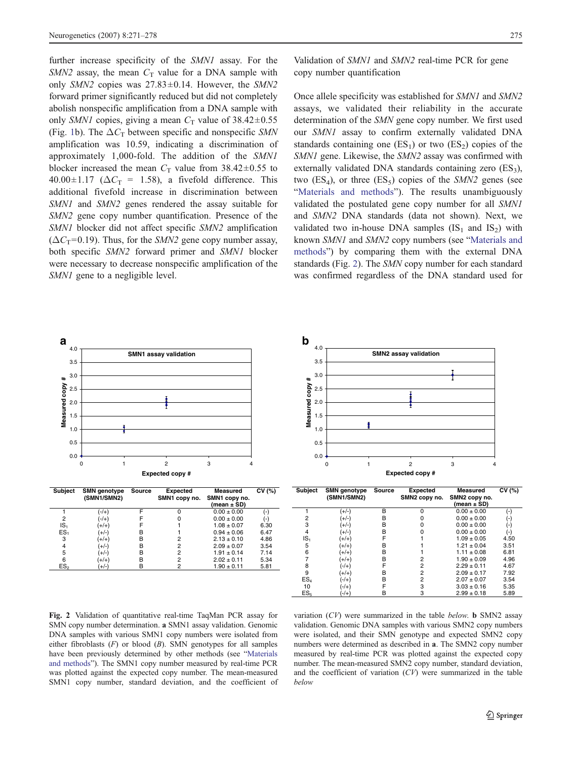further increase specificity of the *SMN1* assay. For the *SMN2* assay, the mean $C_T$ value for a DNA sample with only *SMN2* copies was 27.83±0.14. However, the *SMN2* forward primer significantly reduced but did not completely abolish nonspecific amplification from a DNA sample with only *SMN1* copies, giving a mean $C_T$ value of 38.42±0.55 (Fig. 1b). The $\Delta C_T$ between specific and nonspecific *SMN* amplification was 10.59, indicating a discrimination of approximately 1,000-fold. The addition of the *SMN1* blocker increased the mean $C_T$ value from 38.42±0.55 to 40.00±1.17 ($\Delta C_T$ = 1.58), a fivefold difference. This additional fivefold increase in discrimination between *SMN1* and *SMN2* genes rendered the assay suitable for *SMN2* gene copy number quantification. Presence of the *SMN1* blocker did not affect specific *SMN2* amplification ($\Delta C_T$=0.19). Thus, for the *SMN2* gene copy number assay, both specific *SMN2* forward primer and *SMN1* blocker were necessary to decrease nonspecific amplification of the *SMN1* gene to a negligible level.

### Validation of *SMN1* and *SMN2* real-time PCR for gene copy number quantification

Once allele specificity was established for *SMN1* and *SMN2* assays, we validated their reliability in the accurate determination of the *SMN* gene copy number. We first used our *SMN1* assay to confirm externally validated DNA standards containing one ($ES_1$) or two ($ES_2$) copies of the *SMN1* gene. Likewise, the *SMN2* assay was confirmed with externally validated DNA standards containing zero ($ES_3$), two ($ES_4$), or three ($ES_5$) copies of the *SMN2* genes (see "Materials and methods"). The results unambiguously validated the postulated gene copy number for all *SMN1* and *SMN2* DNA standards (data not shown). Next, we validated two in-house DNA samples ($IS_1$ and $IS_2$) with known *SMN1* and *SMN2* copy numbers (see "Materials and methods") by comparing them with the external DNA standards (Fig. 2). The *SMN* copy number for each standard was confirmed regardless of the DNA standard used for

**a** SMN1 assay validation

| Subject | SMN genotype (SMN1/SMN2) | Source | Expected SMN1 copy no. | Measured SMN1 copy no. (mean ± SD) | CV (%) |
|---|---|---|---|---|---|
| 1 | (-/+) | F | 0 | 0.00 ± 0.00 | (-) |
| 2 | (-/+) | F | 0 | 0.00 ± 0.00 | (-) |
| $IS_1$ | (+/+) | F | 1 | 1.08 ± 0.07 | 6.30 |
| $ES_1$ | (+/-) | B | 1 | 0.94 ± 0.06 | 6.47 |
| 3 | (+/+) | B | 2 | 2.13 ± 0.10 | 4.86 |
| 4 | (+/-) | B | 2 | 2.09 ± 0.07 | 3.54 |
| 5 | (+/-) | B | 2 | 1.91 ± 0.14 | 7.14 |
| 6 | (+/+) | B | 2 | 2.02 ± 0.11 | 5.34 |
| $ES_2$ | (+/-) | B | 2 | 1.90 ± 0.11 | 5.81 |

**b** SMN2 assay validation

| Subject | SMN genotype (SMN1/SMN2) | Source | Expected SMN2 copy no. | Measured SMN2 copy no. (mean ± SD) | CV (%) |
|---|---|---|---|---|---|
| 1 | (+/-) | B | 0 | 0.00 ± 0.00 | (-) |
| 2 | (+/-) | B | 0 | 0.00 ± 0.00 | (-) |
| 3 | (+/-) | B | 0 | 0.00 ± 0.00 | (-) |
| 4 | (+/-) | B | 0 | 0.00 ± 0.00 | (-) |
| $IS_1$ | (+/+) | F | 1 | 1.09 ± 0.05 | 4.50 |
| 5 | (+/+) | B | 1 | 1.21 ± 0.04 | 3.51 |
| 6 | (+/+) | B | 1 | 1.11 ± 0.08 | 6.81 |
| 7 | (+/+) | B | 2 | 1.90 ± 0.09 | 4.96 |
| 8 | (-/+) | F | 2 | 2.29 ± 0.11 | 4.67 |
| 9 | (+/+) | B | 2 | 2.09 ± 0.17 | 7.92 |
| $ES_4$ | (-/+) | B | 2 | 2.07 ± 0.07 | 3.54 |
| 10 | (-/+) | F | 3 | 3.03 ± 0.16 | 5.35 |
| $ES_5$ | (-/+) | B | 3 | 2.99 ± 0.18 | 5.89 |

**Fig. 2** Validation of quantitative real-time TaqMan PCR assay for SMN copy number determination. **a** SMN1 assay validation. Genomic DNA samples with various SMN1 copy numbers were isolated from either fibroblasts (*F*) or blood (*B*). SMN genotypes for all samples have been previously determined by other methods (see "Materials and methods"). The SMN1 copy number measured by real-time PCR was plotted against the expected copy number. The mean-measured SMN1 copy number, standard deviation, and the coefficient of variation (*CV*) were summarized in the table *below*. **b** SMN2 assay validation. Genomic DNA samples with various SMN2 copy numbers were isolated, and their SMN genotype and expected SMN2 copy numbers were determined as described in **a**. The SMN2 copy number measured by real-time PCR was plotted against the expected copy number. The mean-measured SMN2 copy number, standard deviation, and the coefficient of variation (*CV*) were summarized in the table *below*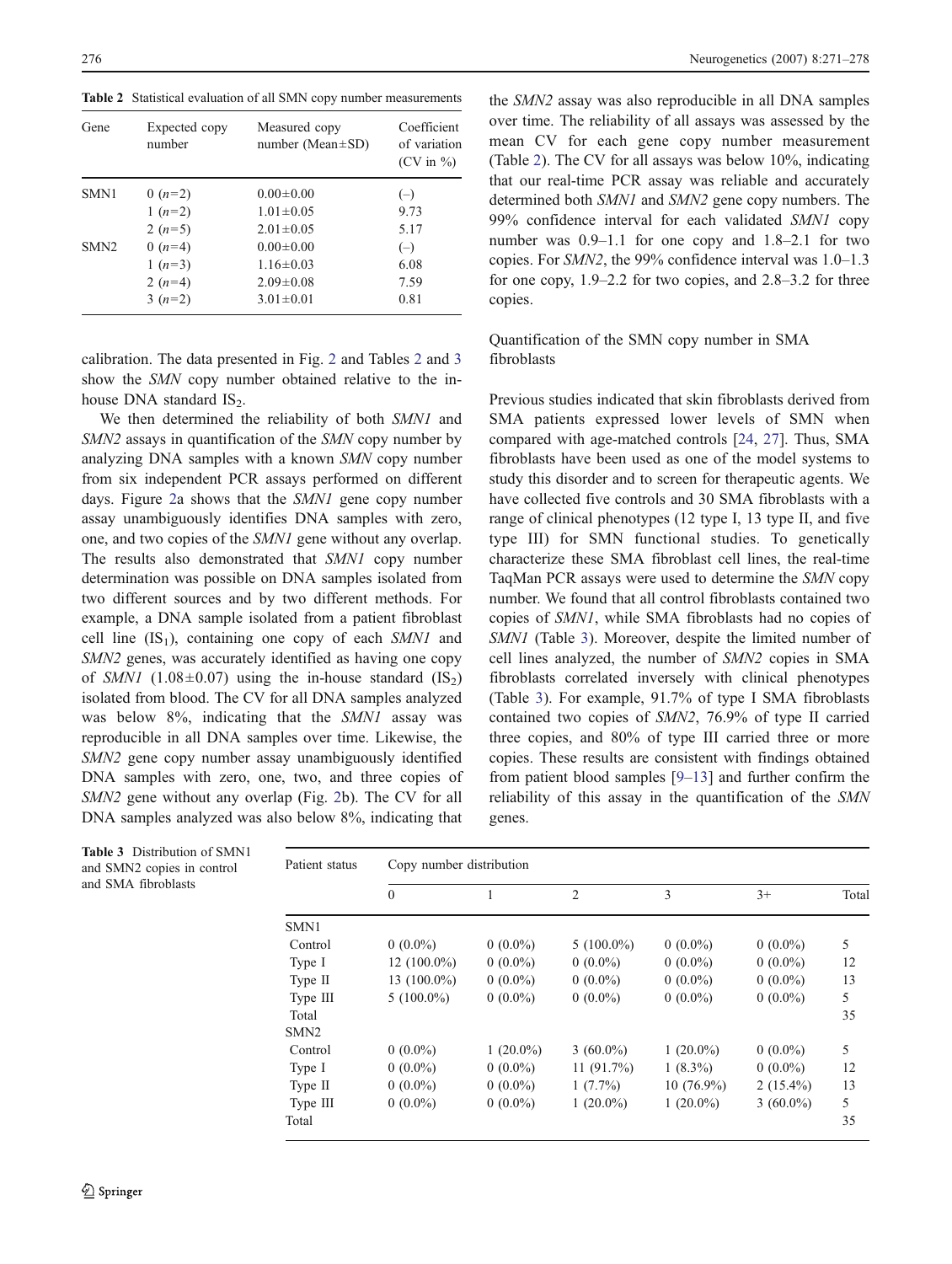**Table 2** Statistical evaluation of all SMN copy number measurements

| Gene | Expected copy number | Measured copy number (Mean±SD) | Coefficient of variation (CV in %) |
|---|---|---|---|
| SMN1 | 0 ($n$=2) | 0.00±0.00 | (–) |
| | 1 ($n$=2) | 1.01±0.05 | 9.73 |
| | 2 ($n$=5) | 2.01±0.05 | 5.17 |
| SMN2 | 0 ($n$=4) | 0.00±0.00 | (–) |
| | 1 ($n$=3) | 1.16±0.03 | 6.08 |
| | 2 ($n$=4) | 2.09±0.08 | 7.59 |
| | 3 ($n$=2) | 3.01±0.01 | 0.81 |

calibration. The data presented in Fig. 2 and Tables 2 and 3 show the *SMN* copy number obtained relative to the in-house DNA standard $IS_2$.

We then determined the reliability of both *SMN1* and *SMN2* assays in quantification of the *SMN* copy number by analyzing DNA samples with a known *SMN* copy number from six independent PCR assays performed on different days. Figure 2a shows that the *SMN1* gene copy number assay unambiguously identifies DNA samples with zero, one, and two copies of the *SMN1* gene without any overlap. The results also demonstrated that *SMN1* copy number determination was possible on DNA samples isolated from two different sources and by two different methods. For example, a DNA sample isolated from a patient fibroblast cell line ($IS_1$), containing one copy of each *SMN1* and *SMN2* genes, was accurately identified as having one copy of *SMN1* (1.08±0.07) using the in-house standard ($IS_2$) isolated from blood. The CV for all DNA samples analyzed was below 8%, indicating that the *SMN1* assay was reproducible in all DNA samples over time. Likewise, the *SMN2* gene copy number assay unambiguously identified DNA samples with zero, one, two, and three copies of *SMN2* gene without any overlap (Fig. 2b). The CV for all DNA samples analyzed was also below 8%, indicating that the *SMN2* assay was also reproducible in all DNA samples over time. The reliability of all assays was assessed by the mean CV for each gene copy number measurement (Table 2). The CV for all assays was below 10%, indicating that our real-time PCR assay was reliable and accurately determined both *SMN1* and *SMN2* gene copy numbers. The 99% confidence interval for each validated *SMN1* copy number was 0.9–1.1 for one copy and 1.8–2.1 for two copies. For *SMN2*, the 99% confidence interval was 1.0–1.3 for one copy, 1.9–2.2 for two copies, and 2.8–3.2 for three copies.

## Quantification of the SMN copy number in SMA fibroblasts

Previous studies indicated that skin fibroblasts derived from SMA patients expressed lower levels of SMN when compared with age-matched controls [24, 27]. Thus, SMA fibroblasts have been used as one of the model systems to study this disorder and to screen for therapeutic agents. We have collected five controls and 30 SMA fibroblasts with a range of clinical phenotypes (12 type I, 13 type II, and five type III) for SMN functional studies. To genetically characterize these SMA fibroblast cell lines, the real-time TaqMan PCR assays were used to determine the *SMN* copy number. We found that all control fibroblasts contained two copies of *SMN1*, while SMA fibroblasts had no copies of *SMN1* (Table 3). Moreover, despite the limited number of cell lines analyzed, the number of *SMN2* copies in SMA fibroblasts correlated inversely with clinical phenotypes (Table 3). For example, 91.7% of type I SMA fibroblasts contained two copies of *SMN2*, 76.9% of type II carried three copies, and 80% of type III carried three or more copies. These results are consistent with findings obtained from patient blood samples [9–13] and further confirm the reliability of this assay in the quantification of the *SMN* genes.

**Table 3** Distribution of SMN1 and SMN2 copies in control and SMA fibroblasts

| Patient status | Copy number distribution | | | | | |
|---|---|---|---|---|---|---|
| | 0 | 1 | 2 | 3 | 3+ | Total |
| SMN1 | | | | | | |
| Control | 0 (0.0%) | 0 (0.0%) | 5 (100.0%) | 0 (0.0%) | 0 (0.0%) | 5 |
| Type I | 12 (100.0%) | 0 (0.0%) | 0 (0.0%) | 0 (0.0%) | 0 (0.0%) | 12 |
| Type II | 13 (100.0%) | 0 (0.0%) | 0 (0.0%) | 0 (0.0%) | 0 (0.0%) | 13 |
| Type III | 5 (100.0%) | 0 (0.0%) | 0 (0.0%) | 0 (0.0%) | 0 (0.0%) | 5 |
| Total | | | | | | 35 |
| SMN2 | | | | | | |
| Control | 0 (0.0%) | 1 (20.0%) | 3 (60.0%) | 1 (20.0%) | 0 (0.0%) | 5 |
| Type I | 0 (0.0%) | 0 (0.0%) | 11 (91.7%) | 1 (8.3%) | 0 (0.0%) | 12 |
| Type II | 0 (0.0%) | 0 (0.0%) | 1 (7.7%) | 10 (76.9%) | 2 (15.4%) | 13 |
| Type III | 0 (0.0%) | 0 (0.0%) | 1 (20.0%) | 1 (20.0%) | 3 (60.0%) | 5 |
| Total | | | | | | 35 |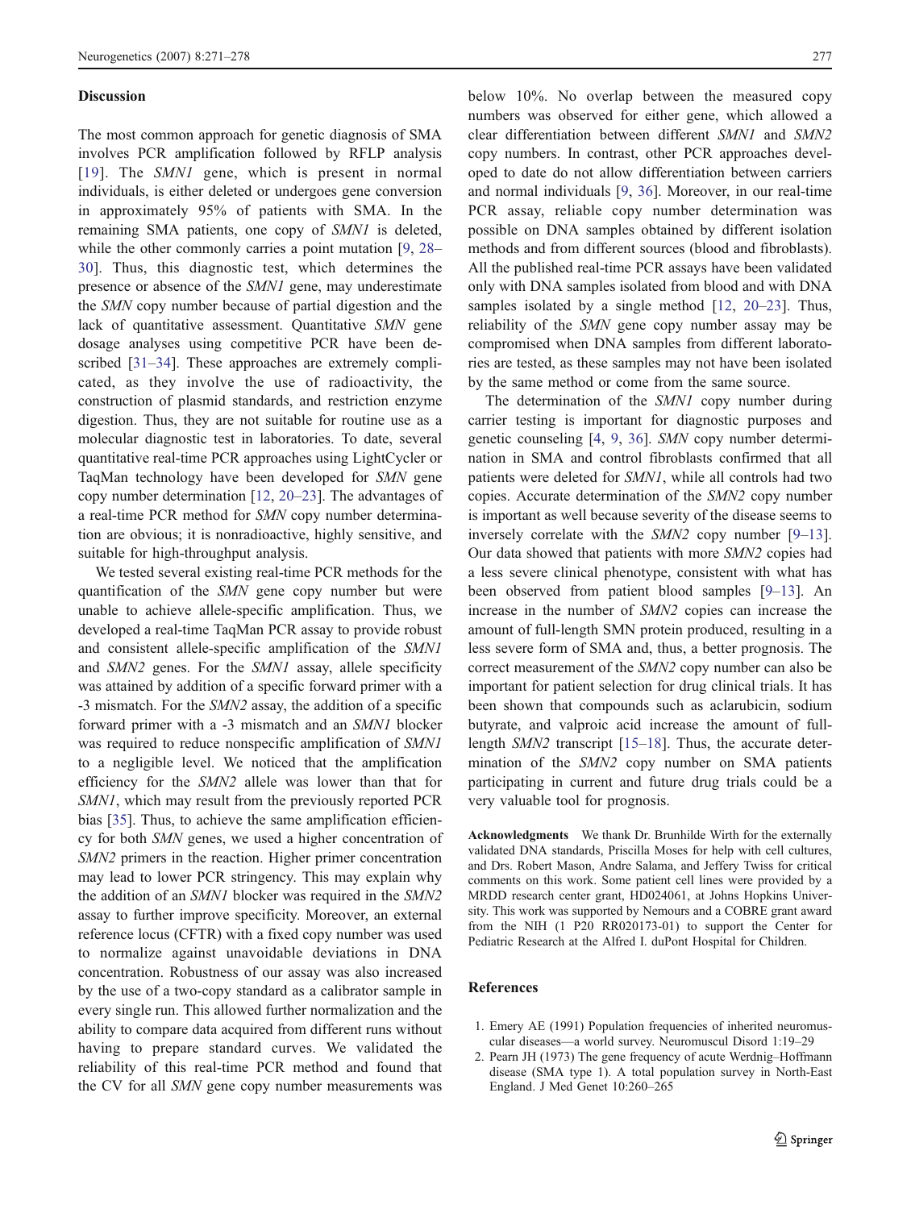## Discussion

The most common approach for genetic diagnosis of SMA involves PCR amplification followed by RFLP analysis [19]. The *SMN1* gene, which is present in normal individuals, is either deleted or undergoes gene conversion in approximately 95% of patients with SMA. In the remaining SMA patients, one copy of *SMN1* is deleted, while the other commonly carries a point mutation [9, 28–30]. Thus, this diagnostic test, which determines the presence or absence of the *SMN1* gene, may underestimate the *SMN* copy number because of partial digestion and the lack of quantitative assessment. Quantitative *SMN* gene dosage analyses using competitive PCR have been described [31–34]. These approaches are extremely complicated, as they involve the use of radioactivity, the construction of plasmid standards, and restriction enzyme digestion. Thus, they are not suitable for routine use as a molecular diagnostic test in laboratories. To date, several quantitative real-time PCR approaches using LightCycler or TaqMan technology have been developed for *SMN* gene copy number determination [12, 20–23]. The advantages of a real-time PCR method for *SMN* copy number determination are obvious; it is nonradioactive, highly sensitive, and suitable for high-throughput analysis.

We tested several existing real-time PCR methods for the quantification of the *SMN* gene copy number but were unable to achieve allele-specific amplification. Thus, we developed a real-time TaqMan PCR assay to provide robust and consistent allele-specific amplification of the *SMN1* and *SMN2* genes. For the *SMN1* assay, allele specificity was attained by addition of a specific forward primer with a -3 mismatch. For the *SMN2* assay, the addition of a specific forward primer with a -3 mismatch and an *SMN1* blocker was required to reduce nonspecific amplification of *SMN1* to a negligible level. We noticed that the amplification efficiency for the *SMN2* allele was lower than that for *SMN1*, which may result from the previously reported PCR bias [35]. Thus, to achieve the same amplification efficiency for both *SMN* genes, we used a higher concentration of *SMN2* primers in the reaction. Higher primer concentration may lead to lower PCR stringency. This may explain why the addition of an *SMN1* blocker was required in the *SMN2* assay to further improve specificity. Moreover, an external reference locus (CFTR) with a fixed copy number was used to normalize against unavoidable deviations in DNA concentration. Robustness of our assay was also increased by the use of a two-copy standard as a calibrator sample in every single run. This allowed further normalization and the ability to compare data acquired from different runs without having to prepare standard curves. We validated the reliability of this real-time PCR method and found that the CV for all *SMN* gene copy number measurements was below 10%. No overlap between the measured copy numbers was observed for either gene, which allowed a clear differentiation between different *SMN1* and *SMN2* copy numbers. In contrast, other PCR approaches developed to date do not allow differentiation between carriers and normal individuals [9, 36]. Moreover, in our real-time PCR assay, reliable copy number determination was possible on DNA samples obtained by different isolation methods and from different sources (blood and fibroblasts). All the published real-time PCR assays have been validated only with DNA samples isolated from blood and with DNA samples isolated by a single method [12, 20–23]. Thus, reliability of the *SMN* gene copy number assay may be compromised when DNA samples from different laboratories are tested, as these samples may not have been isolated by the same method or come from the same source.

The determination of the *SMN1* copy number during carrier testing is important for diagnostic purposes and genetic counseling [4, 9, 36]. *SMN* copy number determination in SMA and control fibroblasts confirmed that all patients were deleted for *SMN1*, while all controls had two copies. Accurate determination of the *SMN2* copy number is important as well because severity of the disease seems to inversely correlate with the *SMN2* copy number [9–13]. Our data showed that patients with more *SMN2* copies had a less severe clinical phenotype, consistent with what has been observed from patient blood samples [9–13]. An increase in the number of *SMN2* copies can increase the amount of full-length SMN protein produced, resulting in a less severe form of SMA and, thus, a better prognosis. The correct measurement of the *SMN2* copy number can also be important for patient selection for drug clinical trials. It has been shown that compounds such as aclarubicin, sodium butyrate, and valproic acid increase the amount of full-length *SMN2* transcript [15–18]. Thus, the accurate determination of the *SMN2* copy number on SMA patients participating in current and future drug trials could be a very valuable tool for prognosis.

**Acknowledgments** We thank Dr. Brunhilde Wirth for the externally validated DNA standards, Priscilla Moses for help with cell cultures, and Drs. Robert Mason, Andre Salama, and Jeffery Twiss for critical comments on this work. Some patient cell lines were provided by a MRDD research center grant, HD024061, at Johns Hopkins University. This work was supported by Nemours and a COBRE grant award from the NIH (1 P20 RR020173-01) to support the Center for Pediatric Research at the Alfred I. duPont Hospital for Children.

## References

1. Emery AE (1991) Population frequencies of inherited neuromuscular diseases—a world survey. Neuromuscul Disord 1:19–29
2. Pearn JH (1973) The gene frequency of acute Werdnig–Hoffmann disease (SMA type 1). A total population survey in North-East England. J Med Genet 10:260–265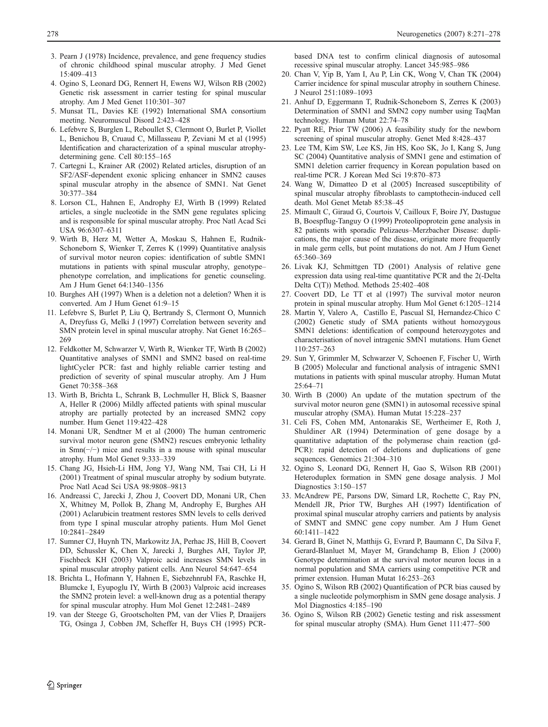3. Pearn J (1978) Incidence, prevalence, and gene frequency studies of chronic childhood spinal muscular atrophy. J Med Genet 15:409–413
4. Ogino S, Leonard DG, Rennert H, Ewens WJ, Wilson RB (2002) Genetic risk assessment in carrier testing for spinal muscular atrophy. Am J Med Genet 110:301–307
5. Munsat TL, Davies KE (1992) International SMA consortium meeting. Neuromuscul Disord 2:423–428
6. Lefebvre S, Burglen L, Reboullet S, Clermont O, Burlet P, Viollet L, Benichou B, Cruaud C, Millasseau P, Zeviani M et al (1995) Identification and characterization of a spinal muscular atrophy-determining gene. Cell 80:155–165
7. Cartegni L, Krainer AR (2002) Related articles, disruption of an SF2/ASF-dependent exonic splicing enhancer in SMN2 causes spinal muscular atrophy in the absence of SMN1. Nat Genet 30:377–384
8. Lorson CL, Hahnen E, Androphy EJ, Wirth B (1999) Related articles, a single nucleotide in the SMN gene regulates splicing and is responsible for spinal muscular atrophy. Proc Natl Acad Sci USA 96:6307–6311
9. Wirth B, Herz M, Wetter A, Moskau S, Hahnen E, Rudnik-Schoneborn S, Wienker T, Zerres K (1999) Quantitative analysis of survival motor neuron copies: identification of subtle SMN1 mutations in patients with spinal muscular atrophy, genotype–phenotype correlation, and implications for genetic counseling. Am J Hum Genet 64:1340–1356
10. Burghes AH (1997) When is a deletion not a deletion? When it is converted. Am J Hum Genet 61:9–15
11. Lefebvre S, Burlet P, Liu Q, Bertrandy S, Clermont O, Munnich A, Dreyfuss G, Melki J (1997) Correlation between severity and SMN protein level in spinal muscular atrophy. Nat Genet 16:265–269
12. Feldkotter M, Schwarzer V, Wirth R, Wienker TF, Wirth B (2002) Quantitative analyses of SMN1 and SMN2 based on real-time lightCycler PCR: fast and highly reliable carrier testing and prediction of severity of spinal muscular atrophy. Am J Hum Genet 70:358–368
13. Wirth B, Brichta L, Schrank B, Lochmuller H, Blick S, Baasner A, Heller R (2006) Mildly affected patients with spinal muscular atrophy are partially protected by an increased SMN2 copy number. Hum Genet 119:422–428
14. Monani UR, Sendtner M et al (2000) The human centromeric survival motor neuron gene (SMN2) rescues embryonic lethality in Smn(−/−) mice and results in a mouse with spinal muscular atrophy. Hum Mol Genet 9:333–339
15. Chang JG, Hsieh-Li HM, Jong YJ, Wang NM, Tsai CH, Li H (2001) Treatment of spinal muscular atrophy by sodium butyrate. Proc Natl Acad Sci USA 98:9808–9813
16. Andreassi C, Jarecki J, Zhou J, Coovert DD, Monani UR, Chen X, Whitney M, Pollok B, Zhang M, Androphy E, Burghes AH (2001) Aclarubicin treatment restores SMN levels to cells derived from type I spinal muscular atrophy patients. Hum Mol Genet 10:2841–2849
17. Sumner CJ, Huynh TN, Markowitz JA, Perhac JS, Hill B, Coovert DD, Schussler K, Chen X, Jarecki J, Burghes AH, Taylor JP, Fischbeck KH (2003) Valproic acid increases SMN levels in spinal muscular atrophy patient cells. Ann Neurol 54:647–654
18. Brichta L, Hofmann Y, Hahnen E, Siebzehnrubl FA, Raschke H, Blumcke I, Eyupoglu IY, Wirth B (2003) Valproic acid increases the SMN2 protein level: a well-known drug as a potential therapy for spinal muscular atrophy. Hum Mol Genet 12:2481–2489
19. van der Steege G, Grootscholten PM, van der Vlies P, Draaijers TG, Osinga J, Cobben JM, Scheffer H, Buys CH (1995) PCR-based DNA test to confirm clinical diagnosis of autosomal recessive spinal muscular atrophy. Lancet 345:985–986
20. Chan V, Yip B, Yam I, Au P, Lin CK, Wong V, Chan TK (2004) Carrier incidence for spinal muscular atrophy in southern Chinese. J Neurol 251:1089–1093
21. Anhuf D, Eggermann T, Rudnik-Schoneborn S, Zerres K (2003) Determination of SMN1 and SMN2 copy number using TaqMan technology. Human Mutat 22:74–78
22. Pyatt RE, Prior TW (2006) A feasibility study for the newborn screening of spinal muscular atrophy. Genet Med 8:428–437
23. Lee TM, Kim SW, Lee KS, Jin HS, Koo SK, Jo I, Kang S, Jung SC (2004) Quantitative analysis of SMN1 gene and estimation of SMN1 deletion carrier frequency in Korean population based on real-time PCR. J Korean Med Sci 19:870–873
24. Wang W, Dimatteo D et al (2005) Increased susceptibility of spinal muscular atrophy fibroblasts to camptothecin-induced cell death. Mol Genet Metab 85:38–45
25. Mimault C, Giraud G, Courtois V, Cailloux F, Boire JY, Dastugue B, Boespflug-Tanguy O (1999) Proteolipoprotein gene analysis in 82 patients with sporadic Pelizaeus–Merzbacher Disease: duplications, the major cause of the disease, originate more frequently in male germ cells, but point mutations do not. Am J Hum Genet 65:360–369
26. Livak KJ, Schmittgen TD (2001) Analysis of relative gene expression data using real-time quantitative PCR and the 2(-Delta Delta C(T)) Method. Methods 25:402–408
27. Coovert DD, Le TT et al (1997) The survival motor neuron protein in spinal muscular atrophy. Hum Mol Genet 6:1205–1214
28. Martin Y, Valero A, Castillo E, Pascual SI, Hernandez-Chico C (2002) Genetic study of SMA patients without homozygous SMN1 deletions: identification of compound heterozygotes and characterisation of novel intragenic SMN1 mutations. Hum Genet 110:257–263
29. Sun Y, Grimmler M, Schwarzer V, Schoenen F, Fischer U, Wirth B (2005) Molecular and functional analysis of intragenic SMN1 mutations in patients with spinal muscular atrophy. Human Mutat 25:64–71
30. Wirth B (2000) An update of the mutation spectrum of the survival motor neuron gene (SMN1) in autosomal recessive spinal muscular atrophy (SMA). Human Mutat 15:228–237
31. Celi FS, Cohen MM, Antonarakis SE, Wertheimer E, Roth J, Shuldiner AR (1994) Determination of gene dosage by a quantitative adaptation of the polymerase chain reaction (gd-PCR): rapid detection of deletions and duplications of gene sequences. Genomics 21:304–310
32. Ogino S, Leonard DG, Rennert H, Gao S, Wilson RB (2001) Heteroduplex formation in SMN gene dosage analysis. J Mol Diagnostics 3:150–157
33. McAndrew PE, Parsons DW, Simard LR, Rochette C, Ray PN, Mendell JR, Prior TW, Burghes AH (1997) Identification of proximal spinal muscular atrophy carriers and patients by analysis of SMNT and SMNC gene copy number. Am J Hum Genet 60:1411–1422
34. Gerard B, Ginet N, Matthijs G, Evrard P, Baumann C, Da Silva F, Gerard-Blanluet M, Mayer M, Grandchamp B, Elion J (2000) Genotype determination at the survival motor neuron locus in a normal population and SMA carriers using competitive PCR and primer extension. Human Mutat 16:253–263
35. Ogino S, Wilson RB (2002) Quantification of PCR bias caused by a single nucleotide polymorphism in SMN gene dosage analysis. J Mol Diagnostics 4:185–190
36. Ogino S, Wilson RB (2002) Genetic testing and risk assessment for spinal muscular atrophy (SMA). Hum Genet 111:477–500